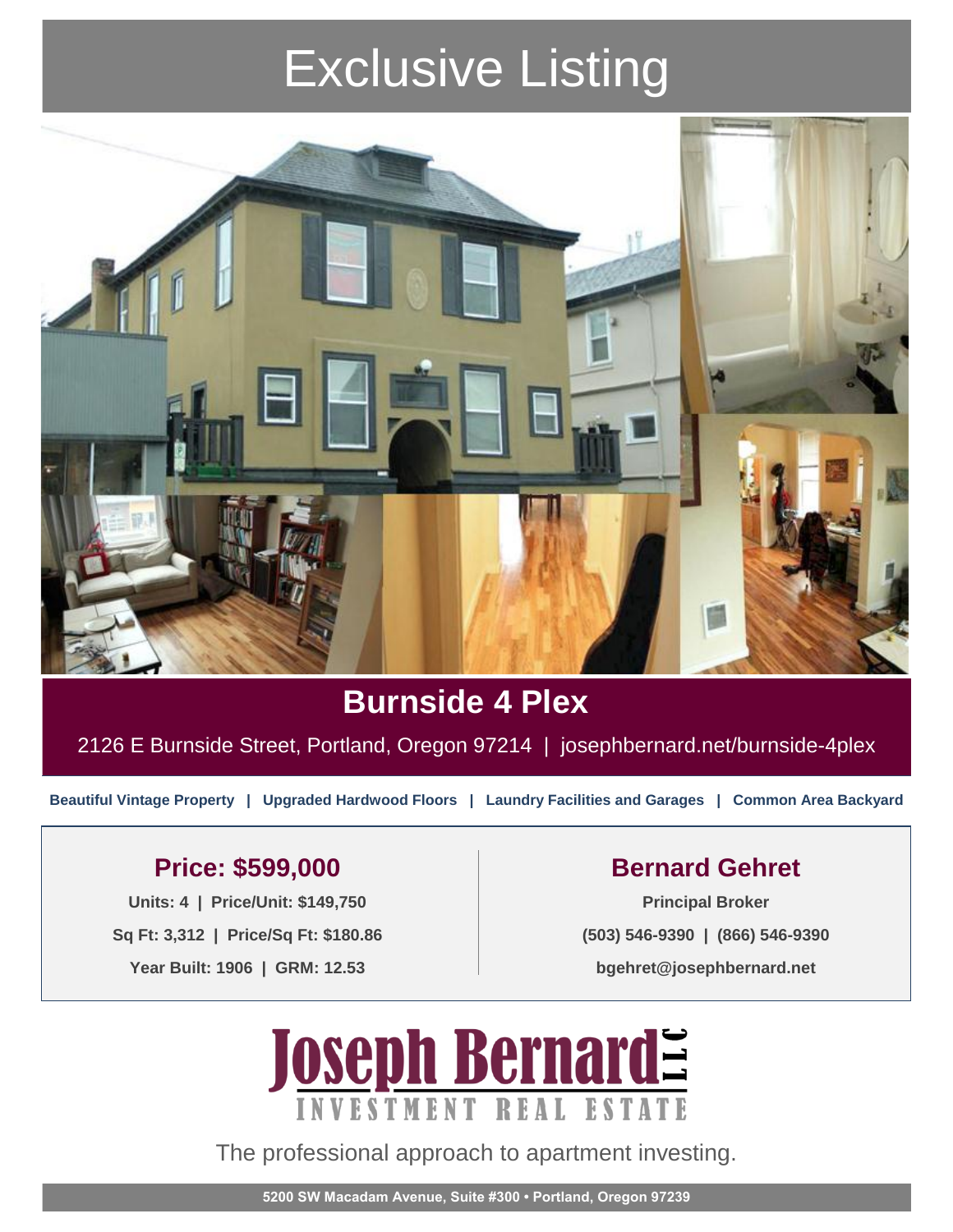# Exclusive Listing

## Burnside 4 Plex

2126 E Burnside Street, Portland, Oregon 97214 | josephbernard.net/burnside-4plex

**Beautiful Vintage Property | Upgraded Hardwood Floors | Laundry Facilities and Garages | Common Area Backyard**

### Price: $599,000

**Units: 4 | Price/Unit: $149,750**

**Sq Ft: 3,312 | Price/Sq Ft: $180.86**

**Year Built: 1906 | GRM: 12.53**

### Bernard Gehret

**Principal Broker**

**(503) 546-9390 | (866) 546-9390**

**bgehret@josephbernard.net**

**Joseph Bernard LLC**
INVESTMENT REAL ESTATE

The professional approach to apartment investing.

**5200 SW Macadam Avenue, Suite #300 • Portland, Oregon 97239**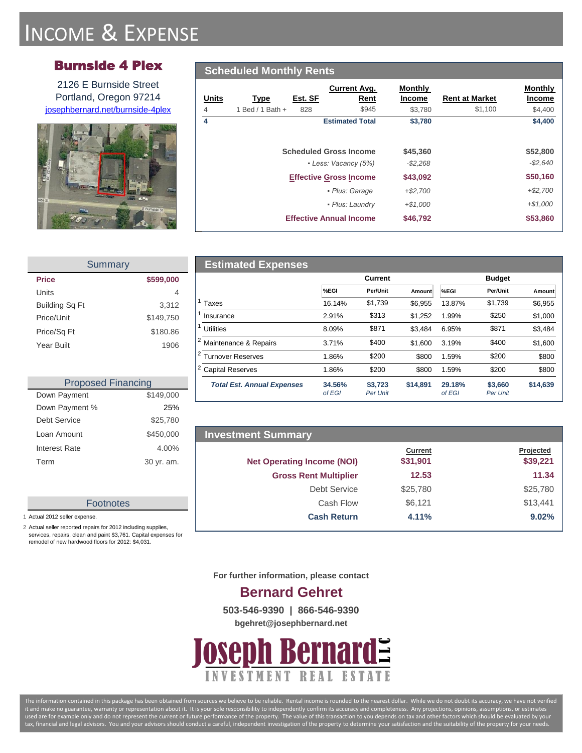# INCOME & EXPENSE

## Burnside 4 Plex

2126 E Burnside Street
Portland, Oregon 97214
josephbernard.net/burnside-4plex

### Scheduled Monthly Rents

| Units | Type | Est. SF | Current Avg. Rent | Monthly Income | Rent at Market | Monthly Income |
|---|---|---|---|---|---|---|
| 4 | 1 Bed / 1 Bath + | 828 | $945 | $3,780 | $1,100 | $4,400 |
| **4** | | | **Estimated Total** | **$3,780** | | **$4,400** |

| | Current | Market |
|---|---|---|
| **Scheduled Gross Income** | **$45,360** | **$52,800** |
| ▪ *Less: Vacancy (5%)* | *-$2,268* | *-$2,640* |
| **Effective Gross Income** | **$43,092** | **$50,160** |
| ▪ *Plus: Garage* | *+$2,700* | *+$2,700* |
| ▪ *Plus: Laundry* | *+$1,000* | *+$1,000* |
| **Effective Annual Income** | **$46,792** | **$53,860** |

### Summary

| | |
|---|---|
| **Price** | **$599,000** |
| Units | 4 |
| Building Sq Ft | 3,312 |
| Price/Unit | $149,750 |
| Price/Sq Ft | $180.86 |
| Year Built | 1906 |

### Estimated Expenses

| | Current | | | Budget | | |
|---|---|---|---|---|---|---|
| | %EGI | Per/Unit | Amount | %EGI | Per/Unit | Amount |
| [1] Taxes | 16.14% | $1,739 | $6,955 | 13.87% | $1,739 | $6,955 |
| [1] Insurance | 2.91% | $313 | $1,252 | 1.99% | $250 | $1,000 |
| [1] Utilities | 8.09% | $871 | $3,484 | 6.95% | $871 | $3,484 |
| [2] Maintenance & Repairs | 3.71% | $400 | $1,600 | 3.19% | $400 | $1,600 |
| [2] Turnover Reserves | 1.86% | $200 | $800 | 1.59% | $200 | $800 |
| [2] Capital Reserves | 1.86% | $200 | $800 | 1.59% | $200 | $800 |
| ***Total Est. Annual Expenses*** | **34.56%** *of EGI* | **$3,723** *Per Unit* | **$14,891** | **29.18%** *of EGI* | **$3,660** *Per Unit* | **$14,639** |

### Proposed Financing

| | |
|---|---|
| Down Payment | $149,000 |
| Down Payment % | 25% |
| Debt Service | $25,780 |
| Loan Amount | $450,000 |
| Interest Rate | 4.00% |
| Term | 30 yr. am. |

### Investment Summary

| | Current | Projected |
|---|---|---|
| **Net Operating Income (NOI)** | **$31,901** | **$39,221** |
| **Gross Rent Multiplier** | **12.53** | **11.34** |
| Debt Service | $25,780 | $25,780 |
| Cash Flow | $6,121 | $13,441 |
| **Cash Return** | **4.11%** | **9.02%** |

### Footnotes

1 Actual 2012 seller expense.

2 Actual seller reported repairs for 2012 including supplies, services, repairs, clean and paint $3,761. Capital expenses for remodel of new hardwood floors for 2012: $4,031.

**For further information, please contact**

**Bernard Gehret**

**503-546-9390 | 866-546-9390**

**bgehret@josephbernard.net**

**Joseph Bernard LLC**
INVESTMENT REAL ESTATE

The information contained in this package has been obtained from sources we believe to be reliable. Rental income is rounded to the nearest dollar. While we do not doubt its accuracy, we have not verified it and make no guarantee, warranty or representation about it. It is your sole responsibility to independently confirm its accuracy and completeness. Any projections, opinions, assumptions, or estimates used are for example only and do not represent the current or future performance of the property. The value of this transaction to you depends on tax and other factors which should be evaluated by your tax, financial and legal advisors. You and your advisors should conduct a careful, independent investigation of the property to determine your satisfaction and the suitability of the property for your needs.